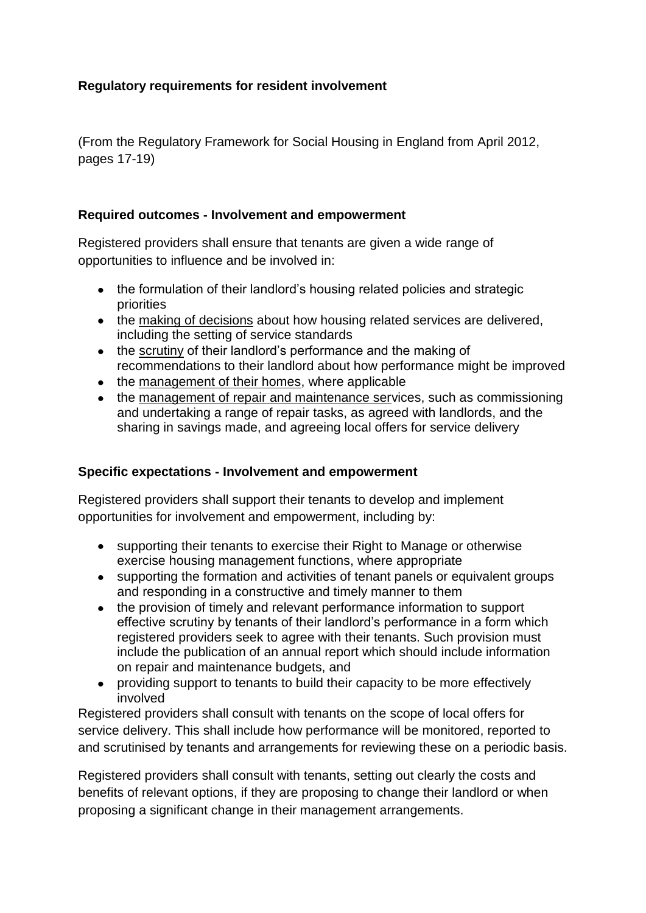**Regulatory requirements for resident involvement**

(From the Regulatory Framework for Social Housing in England from April 2012, pages 17-19)

**Required outcomes - Involvement and empowerment**

Registered providers shall ensure that tenants are given a wide range of opportunities to influence and be involved in:

- the formulation of their landlord's housing related policies and strategic priorities
- the making of decisions about how housing related services are delivered, including the setting of service standards
- the scrutiny of their landlord's performance and the making of recommendations to their landlord about how performance might be improved
- the management of their homes, where applicable
- the management of repair and maintenance services, such as commissioning and undertaking a range of repair tasks, as agreed with landlords, and the sharing in savings made, and agreeing local offers for service delivery

**Specific expectations - Involvement and empowerment**

Registered providers shall support their tenants to develop and implement opportunities for involvement and empowerment, including by:

- supporting their tenants to exercise their Right to Manage or otherwise exercise housing management functions, where appropriate
- supporting the formation and activities of tenant panels or equivalent groups and responding in a constructive and timely manner to them
- the provision of timely and relevant performance information to support effective scrutiny by tenants of their landlord's performance in a form which registered providers seek to agree with their tenants. Such provision must include the publication of an annual report which should include information on repair and maintenance budgets, and
- providing support to tenants to build their capacity to be more effectively involved

Registered providers shall consult with tenants on the scope of local offers for service delivery. This shall include how performance will be monitored, reported to and scrutinised by tenants and arrangements for reviewing these on a periodic basis.

Registered providers shall consult with tenants, setting out clearly the costs and benefits of relevant options, if they are proposing to change their landlord or when proposing a significant change in their management arrangements.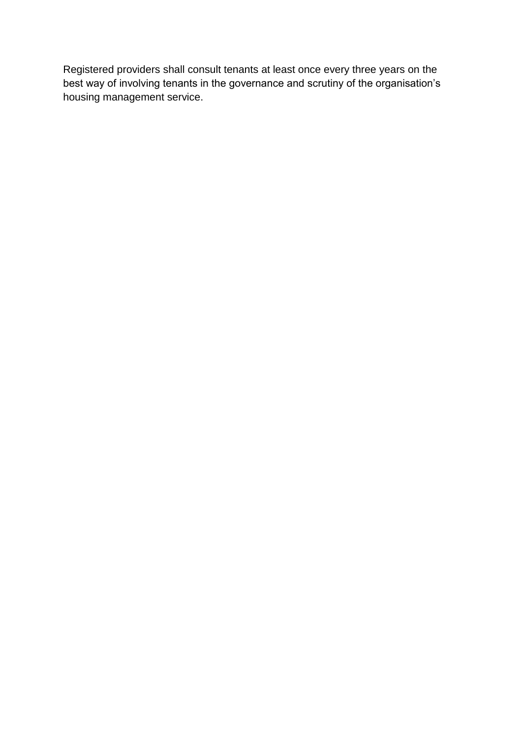Registered providers shall consult tenants at least once every three years on the best way of involving tenants in the governance and scrutiny of the organisation's housing management service.